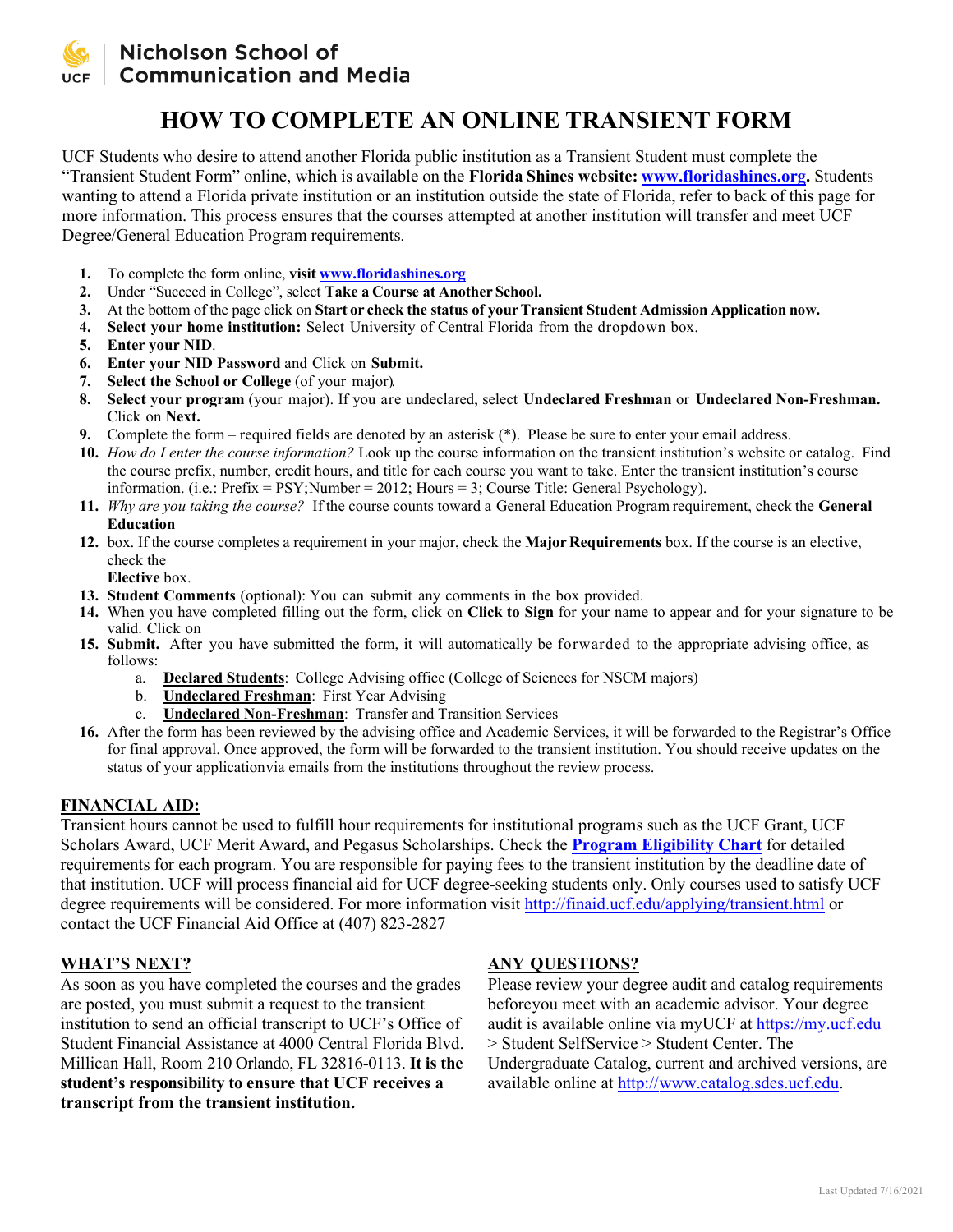**Nicholson School of Communication and Media**

# HOW TO COMPLETE AN ONLINE TRANSIENT FORM

UCF Students who desire to attend another Florida public institution as a Transient Student must complete the "Transient Student Form" online, which is available on the **Florida Shines website: [www.floridashines.org](http://www.floridashines.org).** Students wanting to attend a Florida private institution or an institution outside the state of Florida, refer to back of this page for more information. This process ensures that the courses attempted at another institution will transfer and meet UCF Degree/General Education Program requirements.

1. To complete the form online, **visit [www.floridashines.org](http://www.floridashines.org)**
2. Under "Succeed in College", select **Take a Course at Another School.**
3. At the bottom of the page click on **Start or check the status of your Transient Student Admission Application now.**
4. **Select your home institution:** Select University of Central Florida from the dropdown box.
5. **Enter your NID**.
6. **Enter your NID Password** and Click on **Submit.**
7. **Select the School or College** (of your major).
8. **Select your program** (your major). If you are undeclared, select **Undeclared Freshman** or **Undeclared Non-Freshman.** Click on **Next.**
9. Complete the form – required fields are denoted by an asterisk (*). Please be sure to enter your email address.
10. *How do I enter the course information?* Look up the course information on the transient institution's website or catalog. Find the course prefix, number, credit hours, and title for each course you want to take. Enter the transient institution's course information. (i.e.: Prefix = PSY;Number = 2012; Hours = 3; Course Title: General Psychology).
11. *Why are you taking the course?* If the course counts toward a General Education Program requirement, check the **General Education**
12. box. If the course completes a requirement in your major, check the **Major Requirements** box. If the course is an elective, check the
    **Elective** box.
13. **Student Comments** (optional): You can submit any comments in the box provided.
14. When you have completed filling out the form, click on **Click to Sign** for your name to appear and for your signature to be valid. Click on
15. **Submit.** After you have submitted the form, it will automatically be forwarded to the appropriate advising office, as follows:
    a. **Declared Students**: College Advising office (College of Sciences for NSCM majors)
    b. **Undeclared Freshman**: First Year Advising
    c. **Undeclared Non-Freshman**: Transfer and Transition Services
16. After the form has been reviewed by the advising office and Academic Services, it will be forwarded to the Registrar's Office for final approval. Once approved, the form will be forwarded to the transient institution. You should receive updates on the status of your applicationvia emails from the institutions throughout the review process.

## FINANCIAL AID:

Transient hours cannot be used to fulfill hour requirements for institutional programs such as the UCF Grant, UCF Scholars Award, UCF Merit Award, and Pegasus Scholarships. Check the **Program Eligibility Chart** for detailed requirements for each program. You are responsible for paying fees to the transient institution by the deadline date of that institution. UCF will process financial aid for UCF degree-seeking students only. Only courses used to satisfy UCF degree requirements will be considered. For more information visit [http://finaid.ucf.edu/applying/transient.html](http://finaid.ucf.edu/applying/transient.html) or contact the UCF Financial Aid Office at (407) 823-2827

## WHAT'S NEXT?

As soon as you have completed the courses and the grades are posted, you must submit a request to the transient institution to send an official transcript to UCF's Office of Student Financial Assistance at 4000 Central Florida Blvd. Millican Hall, Room 210 Orlando, FL 32816-0113. **It is the student's responsibility to ensure that UCF receives a transcript from the transient institution.**

## ANY QUESTIONS?

Please review your degree audit and catalog requirements beforeyou meet with an academic advisor. Your degree audit is available online via myUCF at [https://my.ucf.edu](https://my.ucf.edu) > Student SelfService > Student Center. The Undergraduate Catalog, current and archived versions, are available online at [http://www.catalog.sdes.ucf.edu](http://www.catalog.sdes.ucf.edu).

Last Updated 7/16/2021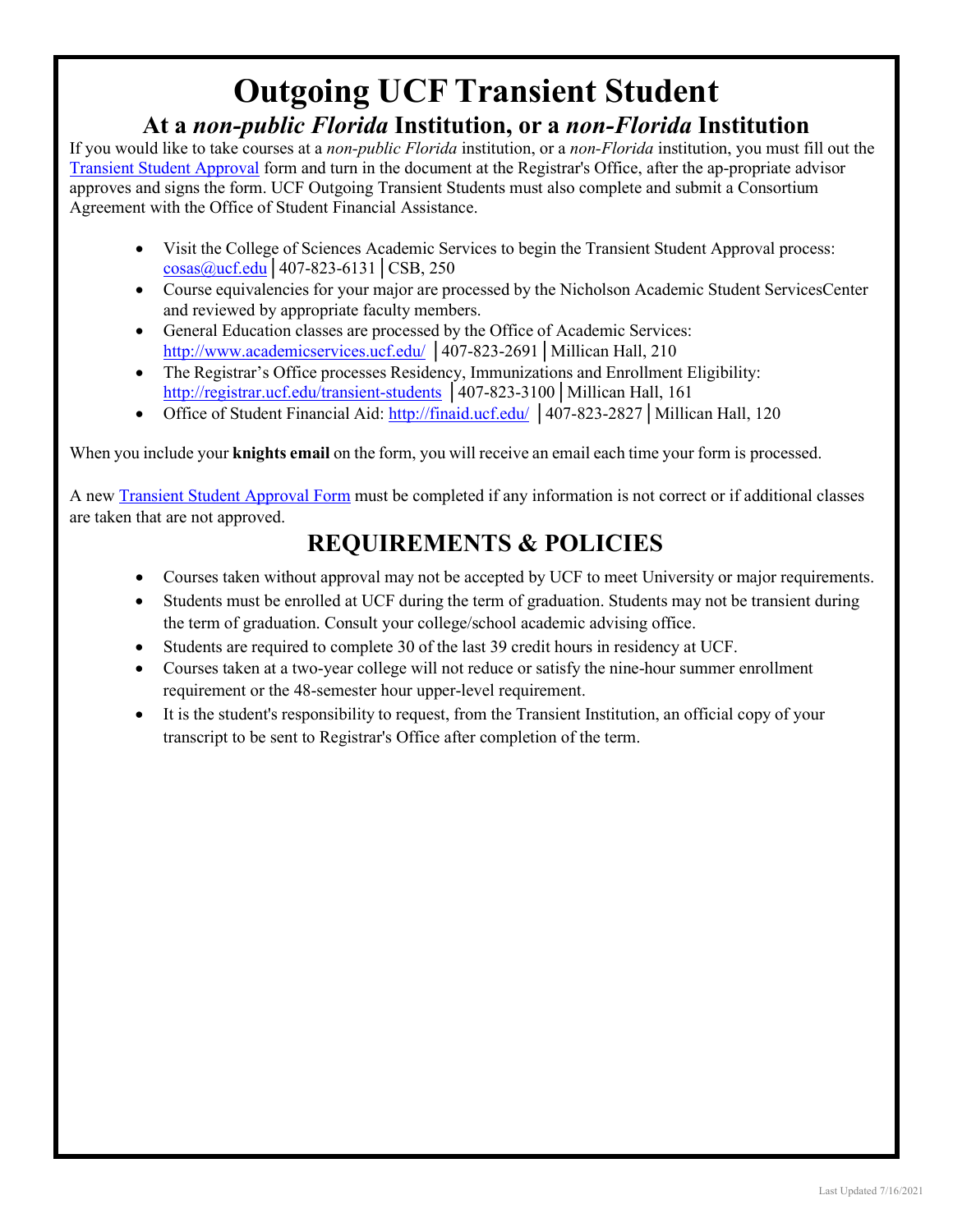# Outgoing UCF Transient Student

## At a *non-public Florida* Institution, or a *non-Florida* Institution

If you would like to take courses at a *non-public Florida* institution, or a *non-Florida* institution, you must fill out the Transient Student Approval form and turn in the document at the Registrar's Office, after the ap-propriate advisor approves and signs the form. UCF Outgoing Transient Students must also complete and submit a Consortium Agreement with the Office of Student Financial Assistance.

- Visit the College of Sciences Academic Services to begin the Transient Student Approval process: cosas@ucf.edu│407-823-6131│CSB, 250
- Course equivalencies for your major are processed by the Nicholson Academic Student ServicesCenter and reviewed by appropriate faculty members.
- General Education classes are processed by the Office of Academic Services: http://www.academicservices.ucf.edu/ │407-823-2691│Millican Hall, 210
- The Registrar's Office processes Residency, Immunizations and Enrollment Eligibility: http://registrar.ucf.edu/transient-students │407-823-3100│Millican Hall, 161
- Office of Student Financial Aid: http://finaid.ucf.edu/ │407-823-2827│Millican Hall, 120

When you include your **knights email** on the form, you will receive an email each time your form is processed.

A new Transient Student Approval Form must be completed if any information is not correct or if additional classes are taken that are not approved.

## REQUIREMENTS & POLICIES

- Courses taken without approval may not be accepted by UCF to meet University or major requirements.
- Students must be enrolled at UCF during the term of graduation. Students may not be transient during the term of graduation. Consult your college/school academic advising office.
- Students are required to complete 30 of the last 39 credit hours in residency at UCF.
- Courses taken at a two-year college will not reduce or satisfy the nine-hour summer enrollment requirement or the 48-semester hour upper-level requirement.
- It is the student's responsibility to request, from the Transient Institution, an official copy of your transcript to be sent to Registrar's Office after completion of the term.

Last Updated 7/16/2021